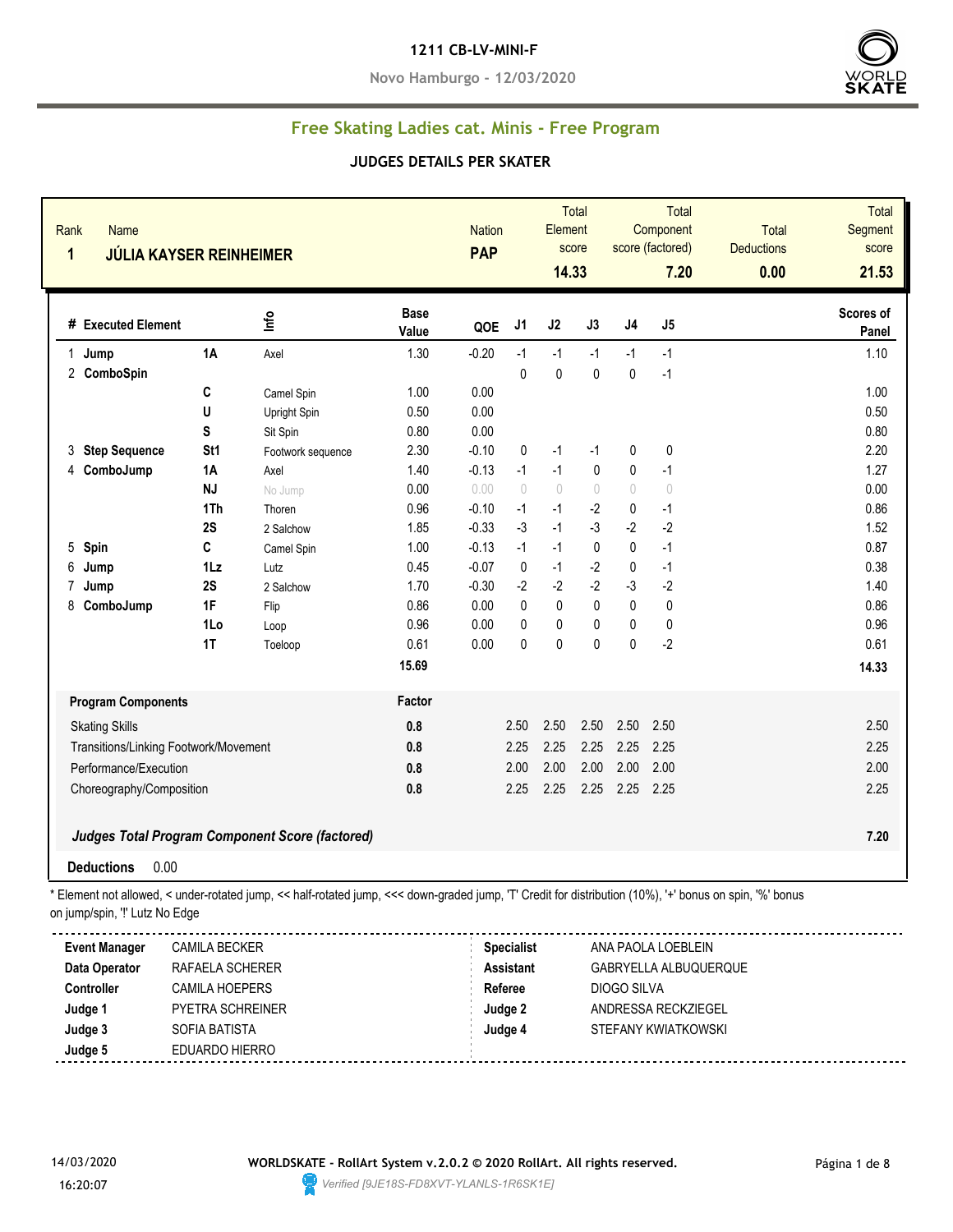# 1211 CB-LV-MINI-F

Novo Hamburgo - 12/03/2020

## Free Skating Ladies cat. Minis - Free Program

### JUDGES DETAILS PER SKATER

| Rank | Name | Nation | Total Element score | Total Component score (factored) | Total Deductions | Total Segment score |
|---|---|---|---|---|---|---|
| 1 | JÚLIA KAYSER REINHEIMER | PAP | 14.33 | 7.20 | 0.00 | 21.53 |

| # | Executed Element | | Info | Base Value | QOE | J1 | J2 | J3 | J4 | J5 | Scores of Panel |
|---|---|---|---|---|---|---|---|---|---|---|---|
| 1 | Jump | 1A | Axel | 1.30 | -0.20 | -1 | -1 | -1 | -1 | -1 | 1.10 |
| 2 | ComboSpin | | | | | 0 | 0 | 0 | 0 | -1 | |
| | | C | Camel Spin | 1.00 | 0.00 | | | | | | 1.00 |
| | | U | Upright Spin | 0.50 | 0.00 | | | | | | 0.50 |
| | | S | Sit Spin | 0.80 | 0.00 | | | | | | 0.80 |
| 3 | Step Sequence | St1 | Footwork sequence | 2.30 | -0.10 | 0 | -1 | -1 | 0 | 0 | 2.20 |
| 4 | ComboJump | 1A | Axel | 1.40 | -0.13 | -1 | -1 | 0 | 0 | -1 | 1.27 |
| | | NJ | No Jump | 0.00 | 0.00 | 0 | 0 | 0 | 0 | 0 | 0.00 |
| | | 1Th | Thoren | 0.96 | -0.10 | -1 | -1 | -2 | 0 | -1 | 0.86 |
| | | 2S | 2 Salchow | 1.85 | -0.33 | -3 | -1 | -3 | -2 | -2 | 1.52 |
| 5 | Spin | C | Camel Spin | 1.00 | -0.13 | -1 | -1 | 0 | 0 | -1 | 0.87 |
| 6 | Jump | 1Lz | Lutz | 0.45 | -0.07 | 0 | -1 | -2 | 0 | -1 | 0.38 |
| 7 | Jump | 2S | 2 Salchow | 1.70 | -0.30 | -2 | -2 | -2 | -3 | -2 | 1.40 |
| 8 | ComboJump | 1F | Flip | 0.86 | 0.00 | 0 | 0 | 0 | 0 | 0 | 0.86 |
| | | 1Lo | Loop | 0.96 | 0.00 | 0 | 0 | 0 | 0 | 0 | 0.96 |
| | | 1T | Toeloop | 0.61 | 0.00 | 0 | 0 | 0 | 0 | -2 | 0.61 |
| | | | | 15.69 | | | | | | | 14.33 |

| Program Components | Factor | J1 | J2 | J3 | J4 | J5 | |
|---|---|---|---|---|---|---|---|
| Skating Skills | 0.8 | 2.50 | 2.50 | 2.50 | 2.50 | 2.50 | 2.50 |
| Transitions/Linking Footwork/Movement | 0.8 | 2.25 | 2.25 | 2.25 | 2.25 | 2.25 | 2.25 |
| Performance/Execution | 0.8 | 2.00 | 2.00 | 2.00 | 2.00 | 2.00 | 2.00 |
| Choreography/Composition | 0.8 | 2.25 | 2.25 | 2.25 | 2.25 | 2.25 | 2.25 |

*Judges Total Program Component Score (factored)* **7.20**

**Deductions** 0.00

\* Element not allowed, < under-rotated jump, << half-rotated jump, <<< down-graded jump, 'T' Credit for distribution (10%), '+' bonus on spin, '%' bonus on jump/spin, '!' Lutz No Edge

| | | | |
|---|---|---|---|
| **Event Manager** | CAMILA BECKER | **Specialist** | ANA PAOLA LOEBLEIN |
| **Data Operator** | RAFAELA SCHERER | **Assistant** | GABRYELLA ALBUQUERQUE |
| **Controller** | CAMILA HOEPERS | **Referee** | DIOGO SILVA |
| **Judge 1** | PYETRA SCHREINER | **Judge 2** | ANDRESSA RECKZIEGEL |
| **Judge 3** | SOFIA BATISTA | **Judge 4** | STEFANY KWIATKOWSKI |
| **Judge 5** | EDUARDO HIERRO | | |

14/03/2020 16:20:07

WORLDSKATE - RollArt System v.2.0.2 © 2020 RollArt. All rights reserved.

Verified [9JE18S-FD8XVT-YLANLS-1R6SK1E]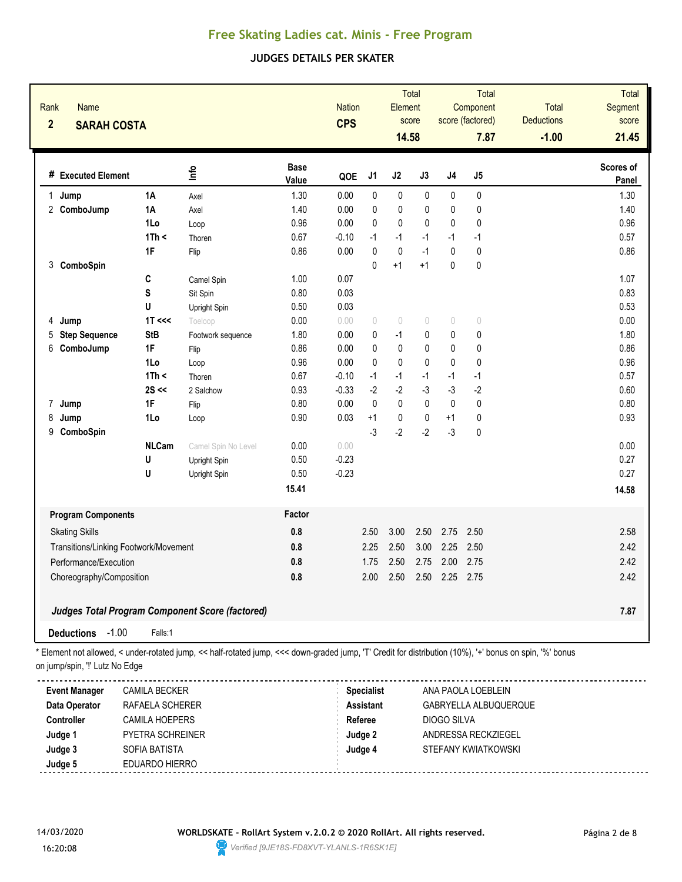# Free Skating Ladies cat. Minis - Free Program

## JUDGES DETAILS PER SKATER

| Rank | Name | Nation | Total Element score | Total Component score (factored) | Total Deductions | Total Segment score |
|---|---|---|---|---|---|---|
| 2 | SARAH COSTA | CPS | 14.58 | 7.87 | -1.00 | 21.45 |

| # | Executed Element | | Info | Base Value | QOE | J1 | J2 | J3 | J4 | J5 | Scores of Panel |
|---|---|---|---|---|---|---|---|---|---|---|---|
| 1 | Jump | 1A | Axel | 1.30 | 0.00 | 0 | 0 | 0 | 0 | 0 | 1.30 |
| 2 | ComboJump | 1A | Axel | 1.40 | 0.00 | 0 | 0 | 0 | 0 | 0 | 1.40 |
| | | 1Lo | Loop | 0.96 | 0.00 | 0 | 0 | 0 | 0 | 0 | 0.96 |
| | | 1Th < | Thoren | 0.67 | -0.10 | -1 | -1 | -1 | -1 | -1 | 0.57 |
| | | 1F | Flip | 0.86 | 0.00 | 0 | 0 | -1 | 0 | 0 | 0.86 |
| 3 | ComboSpin | | | | | 0 | +1 | +1 | 0 | 0 | |
| | | C | Camel Spin | 1.00 | 0.07 | | | | | | 1.07 |
| | | S | Sit Spin | 0.80 | 0.03 | | | | | | 0.83 |
| | | U | Upright Spin | 0.50 | 0.03 | | | | | | 0.53 |
| 4 | Jump | 1T <<< | Toeloop | 0.00 | 0.00 | 0 | 0 | 0 | 0 | 0 | 0.00 |
| 5 | Step Sequence | StB | Footwork sequence | 1.80 | 0.00 | 0 | -1 | 0 | 0 | 0 | 1.80 |
| 6 | ComboJump | 1F | Flip | 0.86 | 0.00 | 0 | 0 | 0 | 0 | 0 | 0.86 |
| | | 1Lo | Loop | 0.96 | 0.00 | 0 | 0 | 0 | 0 | 0 | 0.96 |
| | | 1Th < | Thoren | 0.67 | -0.10 | -1 | -1 | -1 | -1 | -1 | 0.57 |
| | | 2S << | 2 Salchow | 0.93 | -0.33 | -2 | -2 | -3 | -3 | -2 | 0.60 |
| 7 | Jump | 1F | Flip | 0.80 | 0.00 | 0 | 0 | 0 | 0 | 0 | 0.80 |
| 8 | Jump | 1Lo | Loop | 0.90 | 0.03 | +1 | 0 | 0 | +1 | 0 | 0.93 |
| 9 | ComboSpin | | | | | -3 | -2 | -2 | -3 | 0 | |
| | | NLCam | Camel Spin No Level | 0.00 | 0.00 | | | | | | 0.00 |
| | | U | Upright Spin | 0.50 | -0.23 | | | | | | 0.27 |
| | | U | Upright Spin | 0.50 | -0.23 | | | | | | 0.27 |
| | | | | 15.41 | | | | | | | 14.58 |

| Program Components | Factor | J1 | J2 | J3 | J4 | J5 | |
|---|---|---|---|---|---|---|---|
| Skating Skills | 0.8 | 2.50 | 3.00 | 2.50 | 2.75 | 2.50 | 2.58 |
| Transitions/Linking Footwork/Movement | 0.8 | 2.25 | 2.50 | 3.00 | 2.25 | 2.50 | 2.42 |
| Performance/Execution | 0.8 | 1.75 | 2.50 | 2.75 | 2.00 | 2.75 | 2.42 |
| Choreography/Composition | 0.8 | 2.00 | 2.50 | 2.50 | 2.25 | 2.75 | 2.42 |

***Judges Total Program Component Score (factored)*** **7.87**

**Deductions** -1.00 Falls:1

\* Element not allowed, < under-rotated jump, << half-rotated jump, <<< down-graded jump, 'T' Credit for distribution (10%), '+' bonus on spin, '%' bonus on jump/spin, '!' Lutz No Edge

| | | | |
|---|---|---|---|
| **Event Manager** | CAMILA BECKER | **Specialist** | ANA PAOLA LOEBLEIN |
| **Data Operator** | RAFAELA SCHERER | **Assistant** | GABRYELLA ALBUQUERQUE |
| **Controller** | CAMILA HOEPERS | **Referee** | DIOGO SILVA |
| **Judge 1** | PYETRA SCHREINER | **Judge 2** | ANDRESSA RECKZIEGEL |
| **Judge 3** | SOFIA BATISTA | **Judge 4** | STEFANY KWIATKOWSKI |
| **Judge 5** | EDUARDO HIERRO | | |

14/03/2020 16:20:08

WORLDSKATE - RollArt System v.2.0.2 © 2020 RollArt. All rights reserved.

Verified [9JE18S-FD8XVT-YLANLS-1R6SK1E]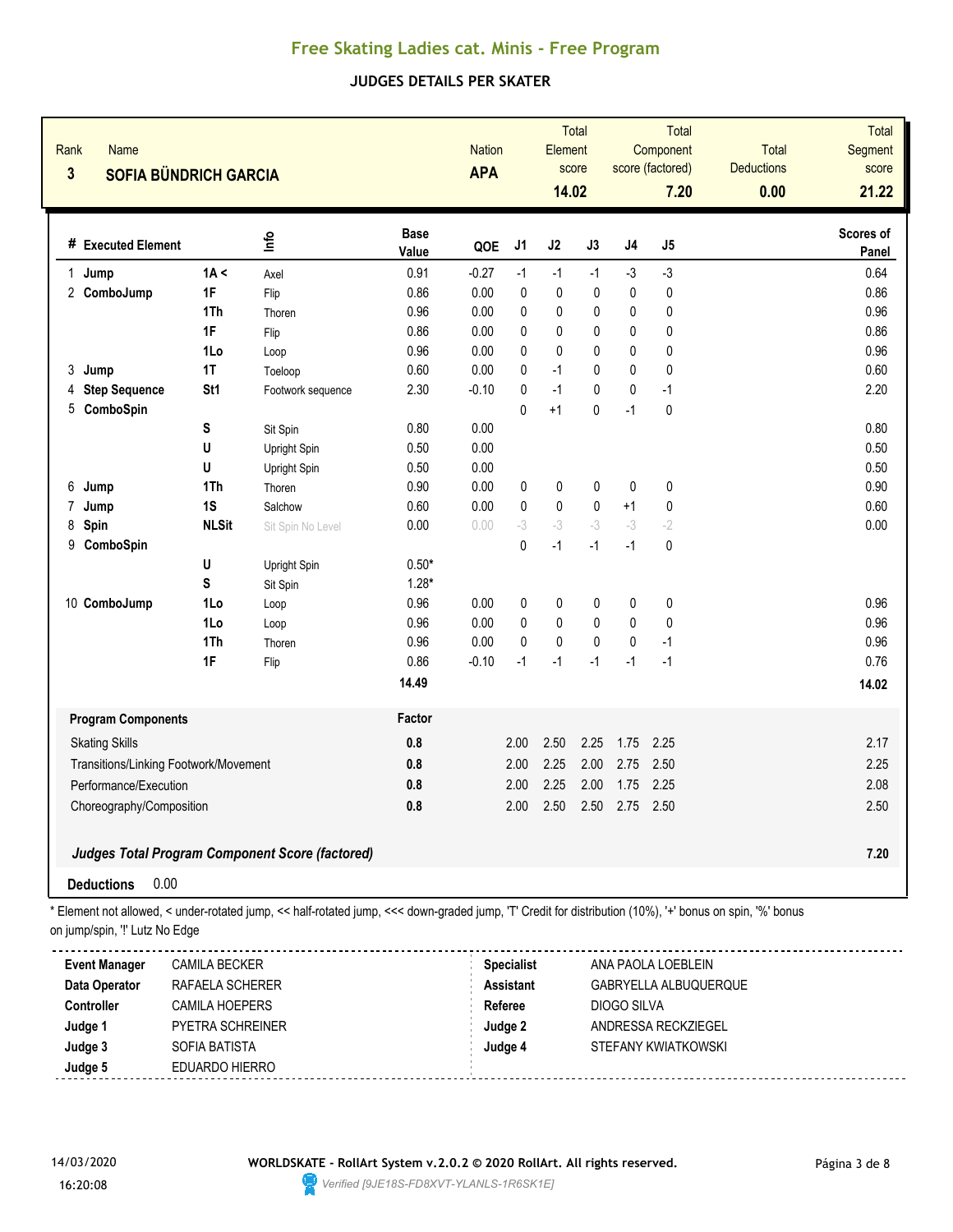# Free Skating Ladies cat. Minis - Free Program

## JUDGES DETAILS PER SKATER

| Rank | Name | Nation | Total Element score | Total Component score (factored) | Total Deductions | Total Segment score |
|---|---|---|---|---|---|---|
| 3 | SOFIA BÜNDRICH GARCIA | APA | 14.02 | 7.20 | 0.00 | 21.22 |

| # | Executed Element | | Info | Base Value | QOE | J1 | J2 | J3 | J4 | J5 | Scores of Panel |
|---|---|---|---|---|---|---|---|---|---|---|---|
| 1 | Jump | 1A < | Axel | 0.91 | -0.27 | -1 | -1 | -1 | -3 | -3 | 0.64 |
| 2 | ComboJump | 1F | Flip | 0.86 | 0.00 | 0 | 0 | 0 | 0 | 0 | 0.86 |
| | | 1Th | Thoren | 0.96 | 0.00 | 0 | 0 | 0 | 0 | 0 | 0.96 |
| | | 1F | Flip | 0.86 | 0.00 | 0 | 0 | 0 | 0 | 0 | 0.86 |
| | | 1Lo | Loop | 0.96 | 0.00 | 0 | 0 | 0 | 0 | 0 | 0.96 |
| 3 | Jump | 1T | Toeloop | 0.60 | 0.00 | 0 | -1 | 0 | 0 | 0 | 0.60 |
| 4 | Step Sequence | St1 | Footwork sequence | 2.30 | -0.10 | 0 | -1 | 0 | 0 | -1 | 2.20 |
| 5 | ComboSpin | | | | | 0 | +1 | 0 | -1 | 0 | |
| | | S | Sit Spin | 0.80 | 0.00 | | | | | | 0.80 |
| | | U | Upright Spin | 0.50 | 0.00 | | | | | | 0.50 |
| | | U | Upright Spin | 0.50 | 0.00 | | | | | | 0.50 |
| 6 | Jump | 1Th | Thoren | 0.90 | 0.00 | 0 | 0 | 0 | 0 | 0 | 0.90 |
| 7 | Jump | 1S | Salchow | 0.60 | 0.00 | 0 | 0 | 0 | +1 | 0 | 0.60 |
| 8 | Spin | NLSit | Sit Spin No Level | 0.00 | 0.00 | -3 | -3 | -3 | -3 | -2 | 0.00 |
| 9 | ComboSpin | | | | | 0 | -1 | -1 | -1 | 0 | |
| | | U | Upright Spin | 0.50* | | | | | | | |
| | | S | Sit Spin | 1.28* | | | | | | | |
| 10 | ComboJump | 1Lo | Loop | 0.96 | 0.00 | 0 | 0 | 0 | 0 | 0 | 0.96 |
| | | 1Lo | Loop | 0.96 | 0.00 | 0 | 0 | 0 | 0 | 0 | 0.96 |
| | | 1Th | Thoren | 0.96 | 0.00 | 0 | 0 | 0 | 0 | -1 | 0.96 |
| | | 1F | Flip | 0.86 | -0.10 | -1 | -1 | -1 | -1 | -1 | 0.76 |
| | | | | 14.49 | | | | | | | 14.02 |

| Program Components | Factor | J1 | J2 | J3 | J4 | J5 | |
|---|---|---|---|---|---|---|---|
| Skating Skills | 0.8 | 2.00 | 2.50 | 2.25 | 1.75 | 2.25 | 2.17 |
| Transitions/Linking Footwork/Movement | 0.8 | 2.00 | 2.25 | 2.00 | 2.75 | 2.50 | 2.25 |
| Performance/Execution | 0.8 | 2.00 | 2.25 | 2.00 | 1.75 | 2.25 | 2.08 |
| Choreography/Composition | 0.8 | 2.00 | 2.50 | 2.50 | 2.75 | 2.50 | 2.50 |

***Judges Total Program Component Score (factored)*** **7.20**

**Deductions** 0.00

\* Element not allowed, < under-rotated jump, << half-rotated jump, <<< down-graded jump, 'T' Credit for distribution (10%), '+' bonus on spin, '%' bonus on jump/spin, '!' Lutz No Edge

| | | | |
|---|---|---|---|
| **Event Manager** | CAMILA BECKER | **Specialist** | ANA PAOLA LOEBLEIN |
| **Data Operator** | RAFAELA SCHERER | **Assistant** | GABRYELLA ALBUQUERQUE |
| **Controller** | CAMILA HOEPERS | **Referee** | DIOGO SILVA |
| **Judge 1** | PYETRA SCHREINER | **Judge 2** | ANDRESSA RECKZIEGEL |
| **Judge 3** | SOFIA BATISTA | **Judge 4** | STEFANY KWIATKOWSKI |
| **Judge 5** | EDUARDO HIERRO | | |

14/03/2020 16:20:08

**WORLDSKATE - RollArt System v.2.0.2 © 2020 RollArt. All rights reserved.**

*Verified [9JE18S-FD8XVT-YLANLS-1R6SK1E]*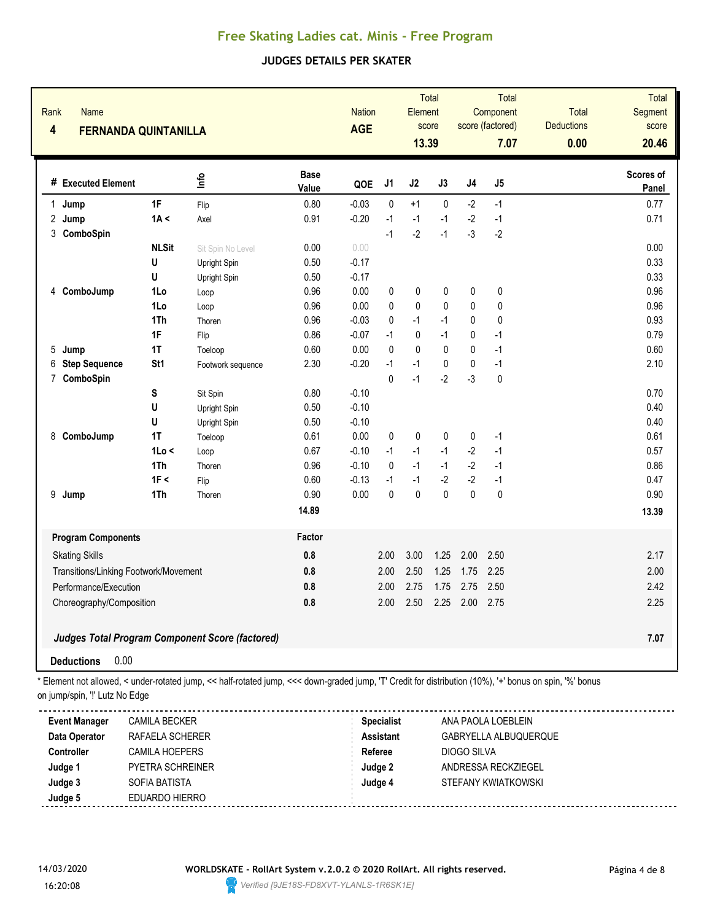# Free Skating Ladies cat. Minis - Free Program

## JUDGES DETAILS PER SKATER

| Rank | Name | Nation | Total Element score | Total Component score (factored) | Total Deductions | Total Segment score |
|---|---|---|---|---|---|---|
| 4 | FERNANDA QUINTANILLA | AGE | 13.39 | 7.07 | 0.00 | 20.46 |

| # | Executed Element | | Info | Base Value | QOE | J1 | J2 | J3 | J4 | J5 | Scores of Panel |
|---|---|---|---|---|---|---|---|---|---|---|---|
| 1 | Jump | 1F | Flip | 0.80 | -0.03 | 0 | +1 | 0 | -2 | -1 | 0.77 |
| 2 | Jump | 1A < | Axel | 0.91 | -0.20 | -1 | -1 | -1 | -2 | -1 | 0.71 |
| 3 | ComboSpin | | | | | -1 | -2 | -1 | -3 | -2 | |
| | | NLSit | Sit Spin No Level | 0.00 | 0.00 | | | | | | 0.00 |
| | | U | Upright Spin | 0.50 | -0.17 | | | | | | 0.33 |
| | | U | Upright Spin | 0.50 | -0.17 | | | | | | 0.33 |
| 4 | ComboJump | 1Lo | Loop | 0.96 | 0.00 | 0 | 0 | 0 | 0 | 0 | 0.96 |
| | | 1Lo | Loop | 0.96 | 0.00 | 0 | 0 | 0 | 0 | 0 | 0.96 |
| | | 1Th | Thoren | 0.96 | -0.03 | 0 | -1 | -1 | 0 | 0 | 0.93 |
| | | 1F | Flip | 0.86 | -0.07 | -1 | 0 | -1 | 0 | -1 | 0.79 |
| 5 | Jump | 1T | Toeloop | 0.60 | 0.00 | 0 | 0 | 0 | 0 | -1 | 0.60 |
| 6 | Step Sequence | St1 | Footwork sequence | 2.30 | -0.20 | -1 | -1 | 0 | 0 | -1 | 2.10 |
| 7 | ComboSpin | | | | | 0 | -1 | -2 | -3 | 0 | |
| | | S | Sit Spin | 0.80 | -0.10 | | | | | | 0.70 |
| | | U | Upright Spin | 0.50 | -0.10 | | | | | | 0.40 |
| | | U | Upright Spin | 0.50 | -0.10 | | | | | | 0.40 |
| 8 | ComboJump | 1T | Toeloop | 0.61 | 0.00 | 0 | 0 | 0 | 0 | -1 | 0.61 |
| | | 1Lo < | Loop | 0.67 | -0.10 | -1 | -1 | -1 | -2 | -1 | 0.57 |
| | | 1Th | Thoren | 0.96 | -0.10 | 0 | -1 | -1 | -2 | -1 | 0.86 |
| | | 1F < | Flip | 0.60 | -0.13 | -1 | -1 | -2 | -2 | -1 | 0.47 |
| 9 | Jump | 1Th | Thoren | 0.90 | 0.00 | 0 | 0 | 0 | 0 | 0 | 0.90 |
| | | | | 14.89 | | | | | | | 13.39 |

| Program Components | Factor | J1 | J2 | J3 | J4 | J5 | |
|---|---|---|---|---|---|---|---|
| Skating Skills | 0.8 | 2.00 | 3.00 | 1.25 | 2.00 | 2.50 | 2.17 |
| Transitions/Linking Footwork/Movement | 0.8 | 2.00 | 2.50 | 1.25 | 1.75 | 2.25 | 2.00 |
| Performance/Execution | 0.8 | 2.00 | 2.75 | 1.75 | 2.75 | 2.50 | 2.42 |
| Choreography/Composition | 0.8 | 2.00 | 2.50 | 2.25 | 2.00 | 2.75 | 2.25 |
| ***Judges Total Program Component Score (factored)*** | | | | | | | 7.07 |

**Deductions** 0.00

\* Element not allowed, < under-rotated jump, << half-rotated jump, <<< down-graded jump, 'T' Credit for distribution (10%), '+' bonus on spin, '%' bonus on jump/spin, '!' Lutz No Edge

| | | | |
|---|---|---|---|
| **Event Manager** | CAMILA BECKER | **Specialist** | ANA PAOLA LOEBLEIN |
| **Data Operator** | RAFAELA SCHERER | **Assistant** | GABRYELLA ALBUQUERQUE |
| **Controller** | CAMILA HOEPERS | **Referee** | DIOGO SILVA |
| **Judge 1** | PYETRA SCHREINER | **Judge 2** | ANDRESSA RECKZIEGEL |
| **Judge 3** | SOFIA BATISTA | **Judge 4** | STEFANY KWIATKOWSKI |
| **Judge 5** | EDUARDO HIERRO | | |

14/03/2020 16:20:08

**WORLDSKATE - RollArt System v.2.0.2 © 2020 RollArt. All rights reserved.**

*Verified [9JE18S-FD8XVT-YLANLS-1R6SK1E]*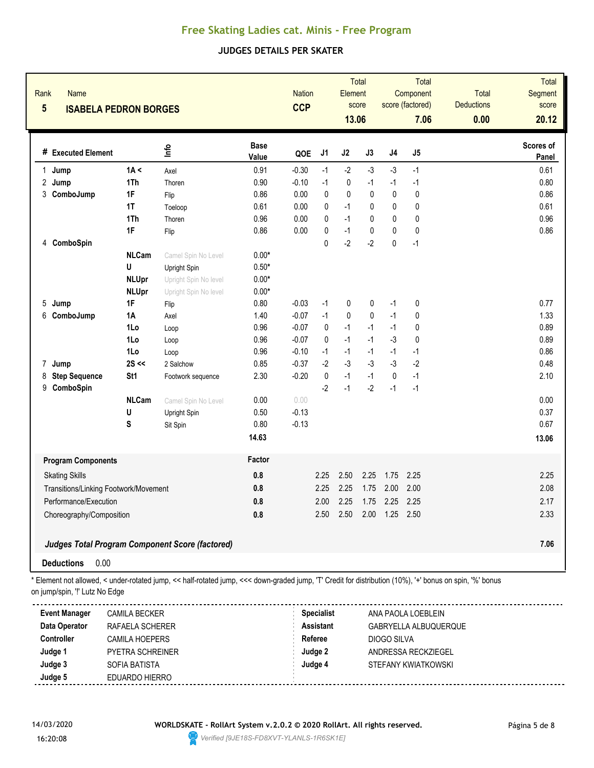# Free Skating Ladies cat. Minis - Free Program

## JUDGES DETAILS PER SKATER

| Rank | Name | Nation | Total Element score | Total Component score (factored) | Total Deductions | Total Segment score |
|---|---|---|---|---|---|---|
| 5 | ISABELA PEDRON BORGES | CCP | 13.06 | 7.06 | 0.00 | 20.12 |

| # | Executed Element | | Info | Base Value | QOE | J1 | J2 | J3 | J4 | J5 | Scores of Panel |
|---|---|---|---|---|---|---|---|---|---|---|---|
| 1 | Jump | 1A < | Axel | 0.91 | -0.30 | -1 | -2 | -3 | -3 | -1 | 0.61 |
| 2 | Jump | 1Th | Thoren | 0.90 | -0.10 | -1 | 0 | -1 | -1 | -1 | 0.80 |
| 3 | ComboJump | 1F | Flip | 0.86 | 0.00 | 0 | 0 | 0 | 0 | 0 | 0.86 |
| | | 1T | Toeloop | 0.61 | 0.00 | 0 | -1 | 0 | 0 | 0 | 0.61 |
| | | 1Th | Thoren | 0.96 | 0.00 | 0 | -1 | 0 | 0 | 0 | 0.96 |
| | | 1F | Flip | 0.86 | 0.00 | 0 | -1 | 0 | 0 | 0 | 0.86 |
| 4 | ComboSpin | | | | | 0 | -2 | -2 | 0 | -1 | |
| | | NLCam | Camel Spin No Level | 0.00* | | | | | | | |
| | | U | Upright Spin | 0.50* | | | | | | | |
| | | NLUpr | Upright Spin No level | 0.00* | | | | | | | |
| | | NLUpr | Upright Spin No level | 0.00* | | | | | | | |
| 5 | Jump | 1F | Flip | 0.80 | -0.03 | -1 | 0 | 0 | -1 | 0 | 0.77 |
| 6 | ComboJump | 1A | Axel | 1.40 | -0.07 | -1 | 0 | 0 | -1 | 0 | 1.33 |
| | | 1Lo | Loop | 0.96 | -0.07 | 0 | -1 | -1 | -1 | 0 | 0.89 |
| | | 1Lo | Loop | 0.96 | -0.07 | 0 | -1 | -1 | -3 | 0 | 0.89 |
| | | 1Lo | Loop | 0.96 | -0.10 | -1 | -1 | -1 | -1 | -1 | 0.86 |
| 7 | Jump | 2S << | 2 Salchow | 0.85 | -0.37 | -2 | -3 | -3 | -3 | -2 | 0.48 |
| 8 | Step Sequence | St1 | Footwork sequence | 2.30 | -0.20 | 0 | -1 | -1 | 0 | -1 | 2.10 |
| 9 | ComboSpin | | | | | -2 | -1 | -2 | -1 | -1 | |
| | | NLCam | Camel Spin No Level | 0.00 | 0.00 | | | | | | 0.00 |
| | | U | Upright Spin | 0.50 | -0.13 | | | | | | 0.37 |
| | | S | Sit Spin | 0.80 | -0.13 | | | | | | 0.67 |
| | | | | 14.63 | | | | | | | 13.06 |

| Program Components | Factor | J1 | J2 | J3 | J4 | J5 | |
|---|---|---|---|---|---|---|---|
| Skating Skills | 0.8 | 2.25 | 2.50 | 2.25 | 1.75 | 2.25 | 2.25 |
| Transitions/Linking Footwork/Movement | 0.8 | 2.25 | 2.25 | 1.75 | 2.00 | 2.00 | 2.08 |
| Performance/Execution | 0.8 | 2.00 | 2.25 | 1.75 | 2.25 | 2.25 | 2.17 |
| Choreography/Composition | 0.8 | 2.50 | 2.50 | 2.00 | 1.25 | 2.50 | 2.33 |

***Judges Total Program Component Score (factored)*** **7.06**

**Deductions** 0.00

* Element not allowed, < under-rotated jump, << half-rotated jump, <<< down-graded jump, 'T' Credit for distribution (10%), '+' bonus on spin, '%' bonus on jump/spin, '!' Lutz No Edge

| | | | |
|---|---|---|---|
| **Event Manager** | CAMILA BECKER | **Specialist** | ANA PAOLA LOEBLEIN |
| **Data Operator** | RAFAELA SCHERER | **Assistant** | GABRYELLA ALBUQUERQUE |
| **Controller** | CAMILA HOEPERS | **Referee** | DIOGO SILVA |
| **Judge 1** | PYETRA SCHREINER | **Judge 2** | ANDRESSA RECKZIEGEL |
| **Judge 3** | SOFIA BATISTA | **Judge 4** | STEFANY KWIATKOWSKI |
| **Judge 5** | EDUARDO HIERRO | | |

14/03/2020
16:20:08

WORLDSKATE - RollArt System v.2.0.2 © 2020 RollArt. All rights reserved.
Verified [9JE18S-FD8XVT-YLANLS-1R6SK1E]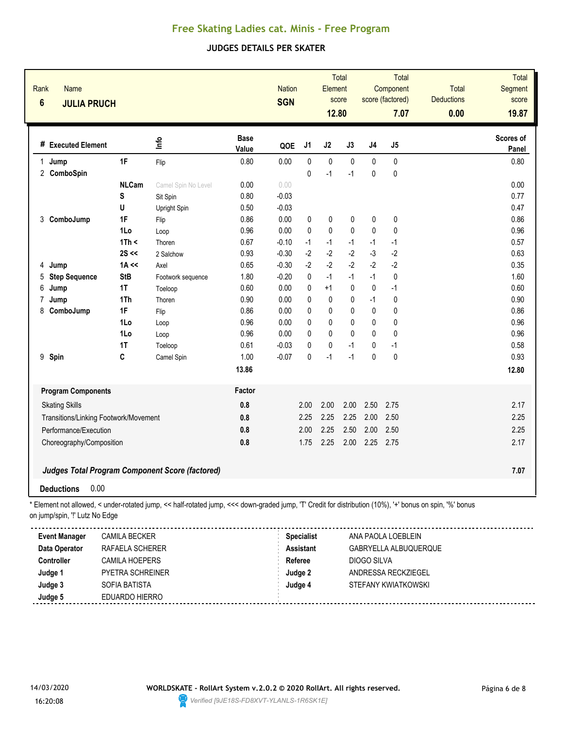# Free Skating Ladies cat. Minis - Free Program

## JUDGES DETAILS PER SKATER

| Rank | Name | Nation | Total Element score | Total Component score (factored) | Total Deductions | Total Segment score |
|---|---|---|---|---|---|---|
| 6 | **JULIA PRUCH** | **SGN** | 12.80 | 7.07 | 0.00 | 19.87 |

| # | Executed Element | | Info | Base Value | QOE | J1 | J2 | J3 | J4 | J5 | Scores of Panel |
|---|---|---|---|---|---|---|---|---|---|---|---|
| 1 | Jump | 1F | Flip | 0.80 | 0.00 | 0 | 0 | 0 | 0 | 0 | 0.80 |
| 2 | ComboSpin | | | | | 0 | -1 | -1 | 0 | 0 | |
| | | NLCam | Camel Spin No Level | 0.00 | 0.00 | | | | | | 0.00 |
| | | S | Sit Spin | 0.80 | -0.03 | | | | | | 0.77 |
| | | U | Upright Spin | 0.50 | -0.03 | | | | | | 0.47 |
| 3 | ComboJump | 1F | Flip | 0.86 | 0.00 | 0 | 0 | 0 | 0 | 0 | 0.86 |
| | | 1Lo | Loop | 0.96 | 0.00 | 0 | 0 | 0 | 0 | 0 | 0.96 |
| | | 1Th < | Thoren | 0.67 | -0.10 | -1 | -1 | -1 | -1 | -1 | 0.57 |
| | | 2S << | 2 Salchow | 0.93 | -0.30 | -2 | -2 | -2 | -3 | -2 | 0.63 |
| 4 | Jump | 1A << | Axel | 0.65 | -0.30 | -2 | -2 | -2 | -2 | -2 | 0.35 |
| 5 | Step Sequence | StB | Footwork sequence | 1.80 | -0.20 | 0 | -1 | -1 | -1 | 0 | 1.60 |
| 6 | Jump | 1T | Toeloop | 0.60 | 0.00 | 0 | +1 | 0 | 0 | -1 | 0.60 |
| 7 | Jump | 1Th | Thoren | 0.90 | 0.00 | 0 | 0 | 0 | -1 | 0 | 0.90 |
| 8 | ComboJump | 1F | Flip | 0.86 | 0.00 | 0 | 0 | 0 | 0 | 0 | 0.86 |
| | | 1Lo | Loop | 0.96 | 0.00 | 0 | 0 | 0 | 0 | 0 | 0.96 |
| | | 1Lo | Loop | 0.96 | 0.00 | 0 | 0 | 0 | 0 | 0 | 0.96 |
| | | 1T | Toeloop | 0.61 | -0.03 | 0 | 0 | -1 | 0 | -1 | 0.58 |
| 9 | Spin | C | Camel Spin | 1.00 | -0.07 | 0 | -1 | -1 | 0 | 0 | 0.93 |
| | | | | 13.86 | | | | | | | 12.80 |

| Program Components | Factor | J1 | J2 | J3 | J4 | J5 | |
|---|---|---|---|---|---|---|---|
| Skating Skills | 0.8 | 2.00 | 2.00 | 2.00 | 2.50 | 2.75 | 2.17 |
| Transitions/Linking Footwork/Movement | 0.8 | 2.25 | 2.25 | 2.25 | 2.00 | 2.50 | 2.25 |
| Performance/Execution | 0.8 | 2.00 | 2.25 | 2.50 | 2.00 | 2.50 | 2.25 |
| Choreography/Composition | 0.8 | 1.75 | 2.25 | 2.00 | 2.25 | 2.75 | 2.17 |

*Judges Total Program Component Score (factored)* **7.07**

**Deductions** 0.00

* Element not allowed, < under-rotated jump, << half-rotated jump, <<< down-graded jump, 'T' Credit for distribution (10%), '+' bonus on spin, '%' bonus on jump/spin, '!' Lutz No Edge

| | | | |
|---|---|---|---|
| **Event Manager** | CAMILA BECKER | **Specialist** | ANA PAOLA LOEBLEIN |
| **Data Operator** | RAFAELA SCHERER | **Assistant** | GABRYELLA ALBUQUERQUE |
| **Controller** | CAMILA HOEPERS | **Referee** | DIOGO SILVA |
| **Judge 1** | PYETRA SCHREINER | **Judge 2** | ANDRESSA RECKZIEGEL |
| **Judge 3** | SOFIA BATISTA | **Judge 4** | STEFANY KWIATKOWSKI |
| **Judge 5** | EDUARDO HIERRO | | |

14/03/2020 16:20:08

**WORLDSKATE - RollArt System v.2.0.2 © 2020 RollArt. All rights reserved.**

*Verified [9JE18S-FD8XVT-YLANLS-1R6SK1E]*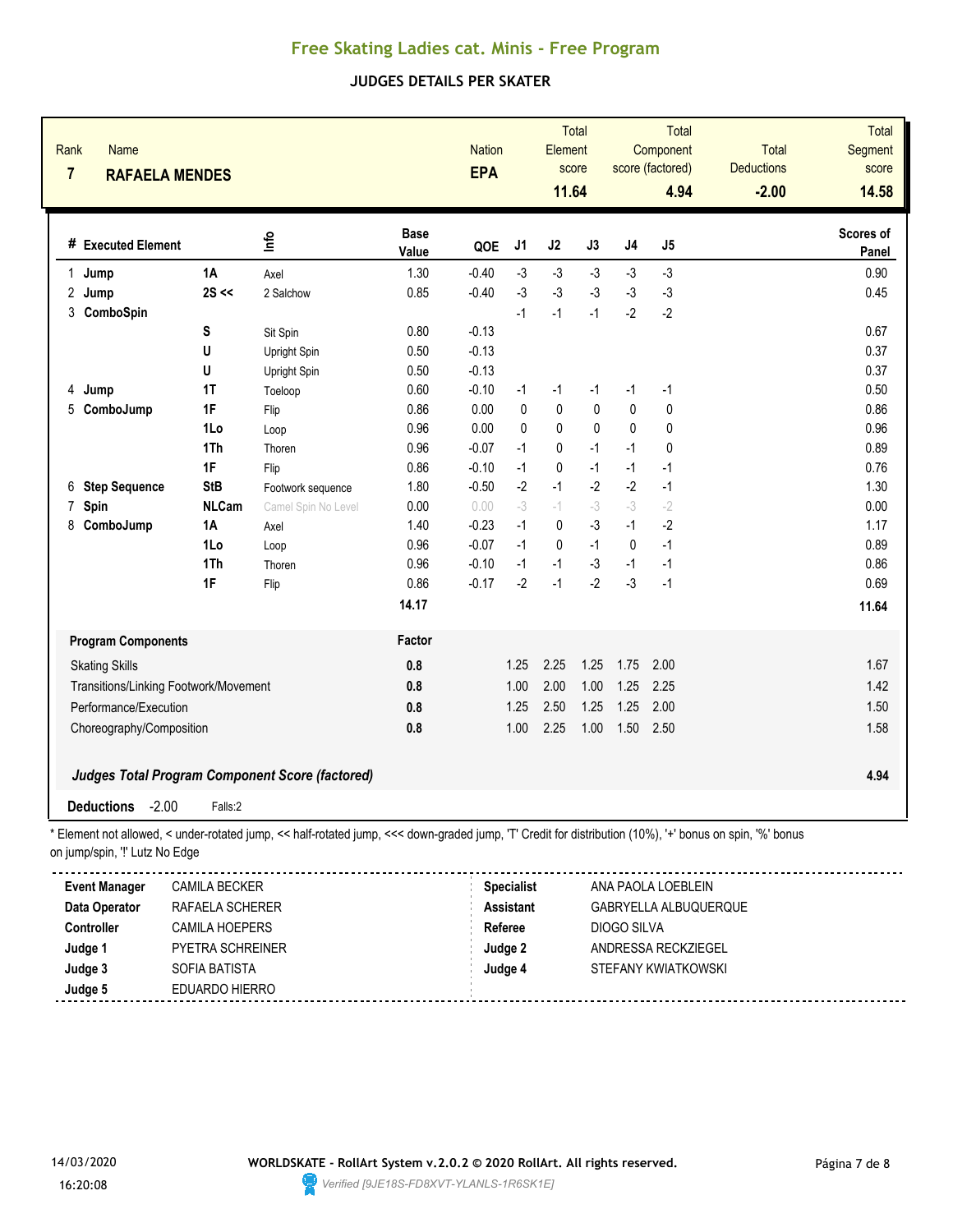# Free Skating Ladies cat. Minis - Free Program

## JUDGES DETAILS PER SKATER

| Rank | Name | Nation | Total Element score | Total Component score (factored) | Total Deductions | Total Segment score |
|---|---|---|---|---|---|---|
| 7 | RAFAELA MENDES | EPA | 11.64 | 4.94 | -2.00 | 14.58 |

| # | Executed Element | | Info | Base Value | QOE | J1 | J2 | J3 | J4 | J5 | Scores of Panel |
|---|---|---|---|---|---|---|---|---|---|---|---|
| 1 | Jump | 1A | Axel | 1.30 | -0.40 | -3 | -3 | -3 | -3 | -3 | 0.90 |
| 2 | Jump | 2S << | 2 Salchow | 0.85 | -0.40 | -3 | -3 | -3 | -3 | -3 | 0.45 |
| 3 | ComboSpin | | | | | -1 | -1 | -1 | -2 | -2 | |
| | | S | Sit Spin | 0.80 | -0.13 | | | | | | 0.67 |
| | | U | Upright Spin | 0.50 | -0.13 | | | | | | 0.37 |
| | | U | Upright Spin | 0.50 | -0.13 | | | | | | 0.37 |
| 4 | Jump | 1T | Toeloop | 0.60 | -0.10 | -1 | -1 | -1 | -1 | -1 | 0.50 |
| 5 | ComboJump | 1F | Flip | 0.86 | 0.00 | 0 | 0 | 0 | 0 | 0 | 0.86 |
| | | 1Lo | Loop | 0.96 | 0.00 | 0 | 0 | 0 | 0 | 0 | 0.96 |
| | | 1Th | Thoren | 0.96 | -0.07 | -1 | 0 | -1 | -1 | 0 | 0.89 |
| | | 1F | Flip | 0.86 | -0.10 | -1 | 0 | -1 | -1 | -1 | 0.76 |
| 6 | Step Sequence | StB | Footwork sequence | 1.80 | -0.50 | -2 | -1 | -2 | -2 | -1 | 1.30 |
| 7 | Spin | NLCam | Camel Spin No Level | 0.00 | 0.00 | -3 | -1 | -3 | -3 | -2 | 0.00 |
| 8 | ComboJump | 1A | Axel | 1.40 | -0.23 | -1 | 0 | -3 | -1 | -2 | 1.17 |
| | | 1Lo | Loop | 0.96 | -0.07 | -1 | 0 | -1 | 0 | -1 | 0.89 |
| | | 1Th | Thoren | 0.96 | -0.10 | -1 | -1 | -3 | -1 | -1 | 0.86 |
| | | 1F | Flip | 0.86 | -0.17 | -2 | -1 | -2 | -3 | -1 | 0.69 |
| | | | | 14.17 | | | | | | | 11.64 |

| Program Components | Factor | J1 | J2 | J3 | J4 | J5 | |
|---|---|---|---|---|---|---|---|
| Skating Skills | 0.8 | 1.25 | 2.25 | 1.25 | 1.75 | 2.00 | 1.67 |
| Transitions/Linking Footwork/Movement | 0.8 | 1.00 | 2.00 | 1.00 | 1.25 | 2.25 | 1.42 |
| Performance/Execution | 0.8 | 1.25 | 2.50 | 1.25 | 1.25 | 2.00 | 1.50 |
| Choreography/Composition | 0.8 | 1.00 | 2.25 | 1.00 | 1.50 | 2.50 | 1.58 |

*Judges Total Program Component Score (factored)* **4.94**

**Deductions** -2.00 Falls:2

\* Element not allowed, < under-rotated jump, << half-rotated jump, <<< down-graded jump, 'T' Credit for distribution (10%), '+' bonus on spin, '%' bonus on jump/spin, '!' Lutz No Edge

| | | | |
|---|---|---|---|
| **Event Manager** | CAMILA BECKER | **Specialist** | ANA PAOLA LOEBLEIN |
| **Data Operator** | RAFAELA SCHERER | **Assistant** | GABRYELLA ALBUQUERQUE |
| **Controller** | CAMILA HOEPERS | **Referee** | DIOGO SILVA |
| **Judge 1** | PYETRA SCHREINER | **Judge 2** | ANDRESSA RECKZIEGEL |
| **Judge 3** | SOFIA BATISTA | **Judge 4** | STEFANY KWIATKOWSKI |
| **Judge 5** | EDUARDO HIERRO | | |

14/03/2020
16:20:08

WORLDSKATE - RollArt System v.2.0.2 © 2020 RollArt. All rights reserved.

Verified [9JE18S-FD8XVT-YLANLS-1R6SK1E]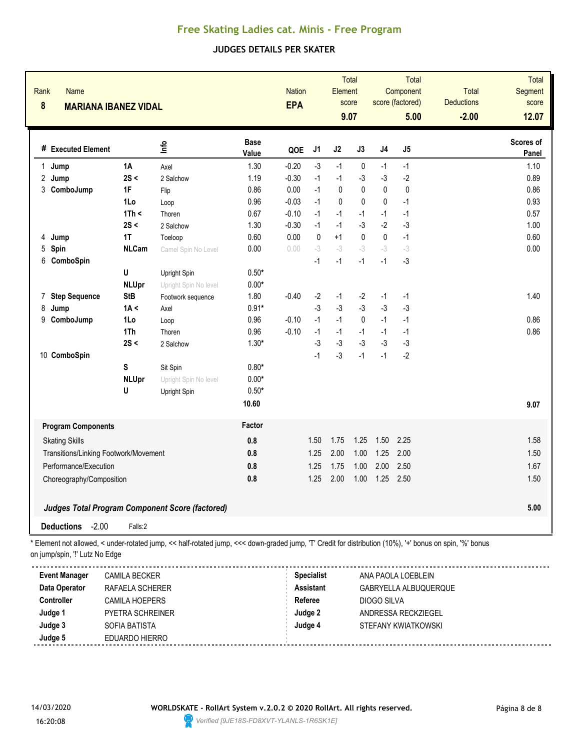# Free Skating Ladies cat. Minis - Free Program

## JUDGES DETAILS PER SKATER

| Rank | Name | Nation | Total Element score | Total Component score (factored) | Total Deductions | Total Segment score |
|---|---|---|---|---|---|---|
| 8 | MARIANA IBANEZ VIDAL | EPA | 9.07 | 5.00 | -2.00 | 12.07 |

| # | Executed Element | | Info | Base Value | QOE | J1 | J2 | J3 | J4 | J5 | Scores of Panel |
|---|---|---|---|---|---|---|---|---|---|---|---|
| 1 | Jump | 1A | Axel | 1.30 | -0.20 | -3 | -1 | 0 | -1 | -1 | 1.10 |
| 2 | Jump | 2S < | 2 Salchow | 1.19 | -0.30 | -1 | -1 | -3 | -3 | -2 | 0.89 |
| 3 | ComboJump | 1F | Flip | 0.86 | 0.00 | -1 | 0 | 0 | 0 | 0 | 0.86 |
| | | 1Lo | Loop | 0.96 | -0.03 | -1 | 0 | 0 | 0 | -1 | 0.93 |
| | | 1Th < | Thoren | 0.67 | -0.10 | -1 | -1 | -1 | -1 | -1 | 0.57 |
| | | 2S < | 2 Salchow | 1.30 | -0.30 | -1 | -1 | -3 | -2 | -3 | 1.00 |
| 4 | Jump | 1T | Toeloop | 0.60 | 0.00 | 0 | +1 | 0 | 0 | -1 | 0.60 |
| 5 | Spin | NLCam | Camel Spin No Level | 0.00 | 0.00 | -3 | -3 | -3 | -3 | -3 | 0.00 |
| 6 | ComboSpin | | | | | -1 | -1 | -1 | -1 | -3 | |
| | | U | Upright Spin | 0.50* | | | | | | | |
| | | NLUpr | Upright Spin No level | 0.00* | | | | | | | |
| 7 | Step Sequence | StB | Footwork sequence | 1.80 | -0.40 | -2 | -1 | -2 | -1 | -1 | 1.40 |
| 8 | Jump | 1A < | Axel | 0.91* | | -3 | -3 | -3 | -3 | -3 | |
| 9 | ComboJump | 1Lo | Loop | 0.96 | -0.10 | -1 | -1 | 0 | -1 | -1 | 0.86 |
| | | 1Th | Thoren | 0.96 | -0.10 | -1 | -1 | -1 | -1 | -1 | 0.86 |
| | | 2S < | 2 Salchow | 1.30* | | -3 | -3 | -3 | -3 | -3 | |
| 10 | ComboSpin | | | | | -1 | -3 | -1 | -1 | -2 | |
| | | S | Sit Spin | 0.80* | | | | | | | |
| | | NLUpr | Upright Spin No level | 0.00* | | | | | | | |
| | | U | Upright Spin | 0.50* | | | | | | | |
| | | | | 10.60 | | | | | | | 9.07 |

| Program Components | Factor | J1 | J2 | J3 | J4 | J5 | |
|---|---|---|---|---|---|---|---|
| Skating Skills | 0.8 | 1.50 | 1.75 | 1.25 | 1.50 | 2.25 | 1.58 |
| Transitions/Linking Footwork/Movement | 0.8 | 1.25 | 2.00 | 1.00 | 1.25 | 2.00 | 1.50 |
| Performance/Execution | 0.8 | 1.25 | 1.75 | 1.00 | 2.00 | 2.50 | 1.67 |
| Choreography/Composition | 0.8 | 1.25 | 2.00 | 1.00 | 1.25 | 2.50 | 1.50 |

***Judges Total Program Component Score (factored)*** **5.00**

**Deductions** -2.00 Falls:2

\* Element not allowed, < under-rotated jump, << half-rotated jump, <<< down-graded jump, 'T' Credit for distribution (10%), '+' bonus on spin, '%' bonus on jump/spin, '!' Lutz No Edge

| | | | |
|---|---|---|---|
| **Event Manager** | CAMILA BECKER | **Specialist** | ANA PAOLA LOEBLEIN |
| **Data Operator** | RAFAELA SCHERER | **Assistant** | GABRYELLA ALBUQUERQUE |
| **Controller** | CAMILA HOEPERS | **Referee** | DIOGO SILVA |
| **Judge 1** | PYETRA SCHREINER | **Judge 2** | ANDRESSA RECKZIEGEL |
| **Judge 3** | SOFIA BATISTA | **Judge 4** | STEFANY KWIATKOWSKI |
| **Judge 5** | EDUARDO HIERRO | | |

14/03/2020
16:20:08

**WORLDSKATE - RollArt System v.2.0.2 © 2020 RollArt. All rights reserved.**

Verified [9JE18S-FD8XVT-YLANLS-1R6SK1E]